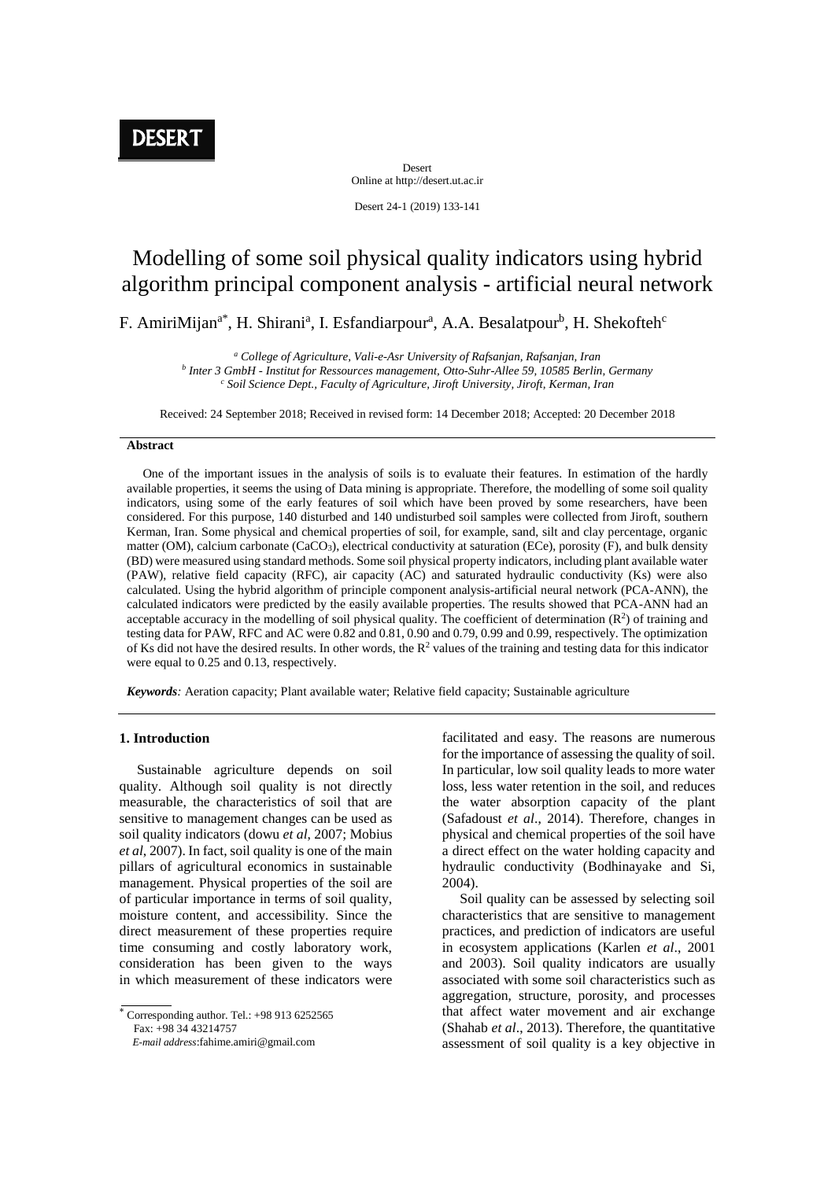# Modelling of some soil physical quality indicators using hybrid algorithm principal component analysis - artificial neural network

F. AmiriMijan[a*], H. Shirani[a], I. Esfandiarpour[a], A.A. Besalatpour[b], H. Shekofteh[c]

[a] *College of Agriculture, Vali-e-Asr University of Rafsanjan, Rafsanjan, Iran*
[b] *Inter 3 GmbH - Institut for Ressources management, Otto-Suhr-Allee 59, 10585 Berlin, Germany*
[c] *Soil Science Dept., Faculty of Agriculture, Jiroft University, Jiroft, Kerman, Iran*

Received: 24 September 2018; Received in revised form: 14 December 2018; Accepted: 20 December 2018

## Abstract

One of the important issues in the analysis of soils is to evaluate their features. In estimation of the hardly available properties, it seems the using of Data mining is appropriate. Therefore, the modelling of some soil quality indicators, using some of the early features of soil which have been proved by some researchers, have been considered. For this purpose, 140 disturbed and 140 undisturbed soil samples were collected from Jiroft, southern Kerman, Iran. Some physical and chemical properties of soil, for example, sand, silt and clay percentage, organic matter (OM), calcium carbonate ($CaCO_3$), electrical conductivity at saturation (ECe), porosity (F), and bulk density (BD) were measured using standard methods. Some soil physical property indicators, including plant available water (PAW), relative field capacity (RFC), air capacity (AC) and saturated hydraulic conductivity (Ks) were also calculated. Using the hybrid algorithm of principle component analysis-artificial neural network (PCA-ANN), the calculated indicators were predicted by the easily available properties. The results showed that PCA-ANN had an acceptable accuracy in the modelling of soil physical quality. The coefficient of determination ($R^2$) of training and testing data for PAW, RFC and AC were 0.82 and 0.81, 0.90 and 0.79, 0.99 and 0.99, respectively. The optimization of Ks did not have the desired results. In other words, the $R^2$ values of the training and testing data for this indicator were equal to 0.25 and 0.13, respectively.

***Keywords:*** Aeration capacity; Plant available water; Relative field capacity; Sustainable agriculture

## 1. Introduction

Sustainable agriculture depends on soil quality. Although soil quality is not directly measurable, the characteristics of soil that are sensitive to management changes can be used as soil quality indicators (dowu *et al*, 2007; Mobius *et al*, 2007). In fact, soil quality is one of the main pillars of agricultural economics in sustainable management. Physical properties of the soil are of particular importance in terms of soil quality, moisture content, and accessibility. Since the direct measurement of these properties require time consuming and costly laboratory work, consideration has been given to the ways in which measurement of these indicators were facilitated and easy. The reasons are numerous for the importance of assessing the quality of soil. In particular, low soil quality leads to more water loss, less water retention in the soil, and reduces the water absorption capacity of the plant (Safadoust *et al*., 2014). Therefore, changes in physical and chemical properties of the soil have a direct effect on the water holding capacity and hydraulic conductivity (Bodhinayake and Si, 2004).

Soil quality can be assessed by selecting soil characteristics that are sensitive to management practices, and prediction of indicators are useful in ecosystem applications (Karlen *et al*., 2001 and 2003). Soil quality indicators are usually associated with some soil characteristics such as aggregation, structure, porosity, and processes that affect water movement and air exchange (Shahab *et al*., 2013). Therefore, the quantitative assessment of soil quality is a key objective in

---

\* Corresponding author. Tel.: +98 913 6252565
Fax: +98 34 43214757
*E-mail address*:fahime.amiri@gmail.com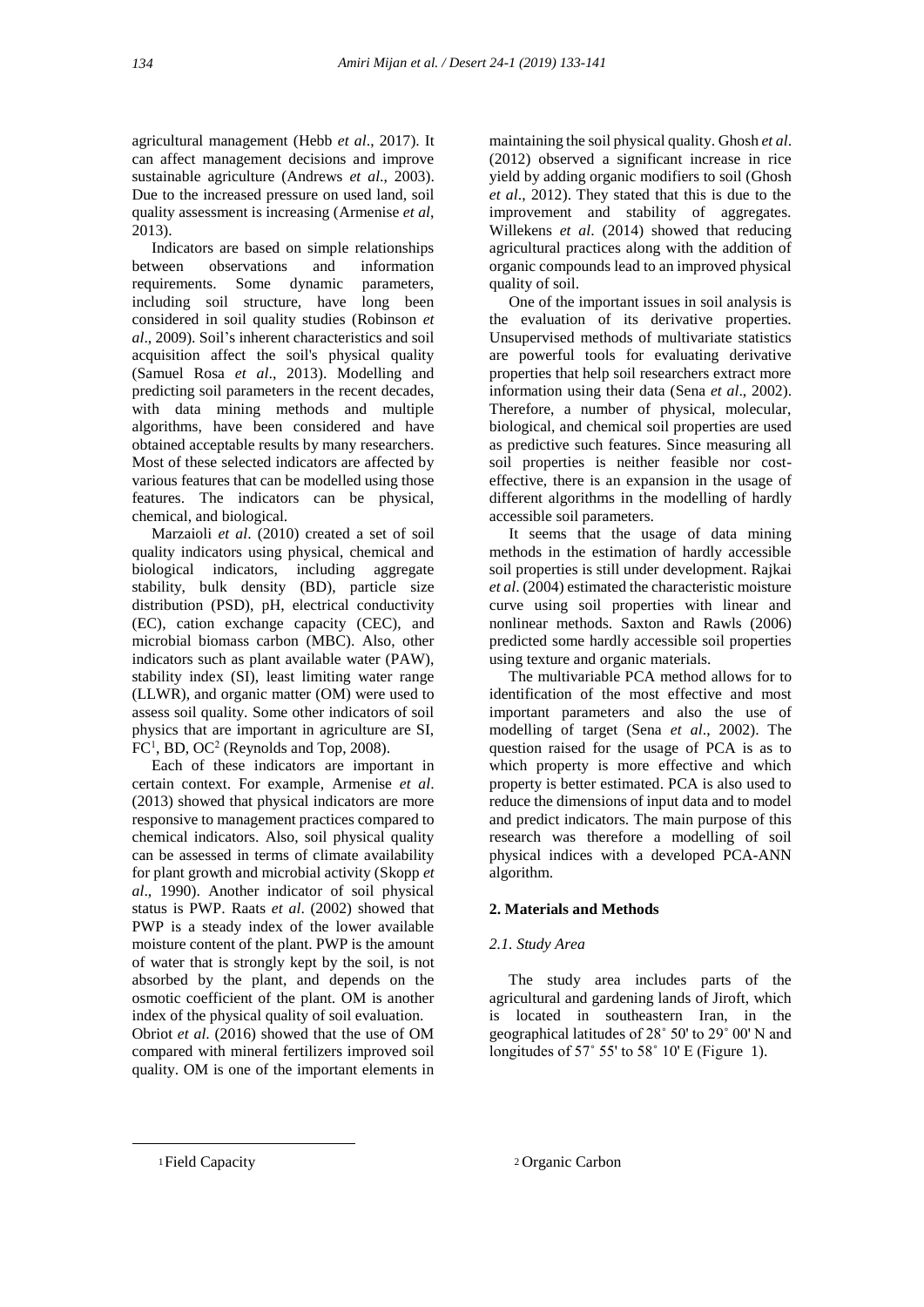agricultural management (Hebb *et al*., 2017). It can affect management decisions and improve sustainable agriculture (Andrews *et al*., 2003). Due to the increased pressure on used land, soil quality assessment is increasing (Armenise *et al*, 2013).

Indicators are based on simple relationships between observations and information requirements. Some dynamic parameters, including soil structure, have long been considered in soil quality studies (Robinson *et al*., 2009). Soil's inherent characteristics and soil acquisition affect the soil's physical quality (Samuel Rosa *et al*., 2013). Modelling and predicting soil parameters in the recent decades, with data mining methods and multiple algorithms, have been considered and have obtained acceptable results by many researchers. Most of these selected indicators are affected by various features that can be modelled using those features. The indicators can be physical, chemical, and biological.

Marzaioli *et al*. (2010) created a set of soil quality indicators using physical, chemical and biological indicators, including aggregate stability, bulk density (BD), particle size distribution (PSD), pH, electrical conductivity (EC), cation exchange capacity (CEC), and microbial biomass carbon (MBC). Also, other indicators such as plant available water (PAW), stability index (SI), least limiting water range (LLWR), and organic matter (OM) were used to assess soil quality. Some other indicators of soil physics that are important in agriculture are SI, FC[1], BD, OC[2] (Reynolds and Top, 2008).

Each of these indicators are important in certain context. For example, Armenise *et al*. (2013) showed that physical indicators are more responsive to management practices compared to chemical indicators. Also, soil physical quality can be assessed in terms of climate availability for plant growth and microbial activity (Skopp *et al*., 1990). Another indicator of soil physical status is PWP. Raats *et al*. (2002) showed that PWP is a steady index of the lower available moisture content of the plant. PWP is the amount of water that is strongly kept by the soil, is not absorbed by the plant, and depends on the osmotic coefficient of the plant. OM is another index of the physical quality of soil evaluation. Obriot *et al*. (2016) showed that the use of OM compared with mineral fertilizers improved soil quality. OM is one of the important elements in maintaining the soil physical quality. Ghosh *et al*. (2012) observed a significant increase in rice yield by adding organic modifiers to soil (Ghosh *et al*., 2012). They stated that this is due to the improvement and stability of aggregates. Willekens *et al*. (2014) showed that reducing agricultural practices along with the addition of organic compounds lead to an improved physical quality of soil.

One of the important issues in soil analysis is the evaluation of its derivative properties. Unsupervised methods of multivariate statistics are powerful tools for evaluating derivative properties that help soil researchers extract more information using their data (Sena *et al*., 2002). Therefore, a number of physical, molecular, biological, and chemical soil properties are used as predictive such features. Since measuring all soil properties is neither feasible nor cost-effective, there is an expansion in the usage of different algorithms in the modelling of hardly accessible soil parameters.

It seems that the usage of data mining methods in the estimation of hardly accessible soil properties is still under development. Rajkai *et al*. (2004) estimated the characteristic moisture curve using soil properties with linear and nonlinear methods. Saxton and Rawls (2006) predicted some hardly accessible soil properties using texture and organic materials.

The multivariable PCA method allows for to identification of the most effective and most important parameters and also the use of modelling of target (Sena *et al*., 2002). The question raised for the usage of PCA is as to which property is more effective and which property is better estimated. PCA is also used to reduce the dimensions of input data and to model and predict indicators. The main purpose of this research was therefore a modelling of soil physical indices with a developed PCA-ANN algorithm.

## 2. Materials and Methods

### *2.1. Study Area*

The study area includes parts of the agricultural and gardening lands of Jiroft, which is located in southeastern Iran, in the geographical latitudes of 28˚ 50' to 29˚ 00' N and longitudes of 57˚ 55' to 58˚ 10' E (Figure 1).

---

[1] Field Capacity

[2] Organic Carbon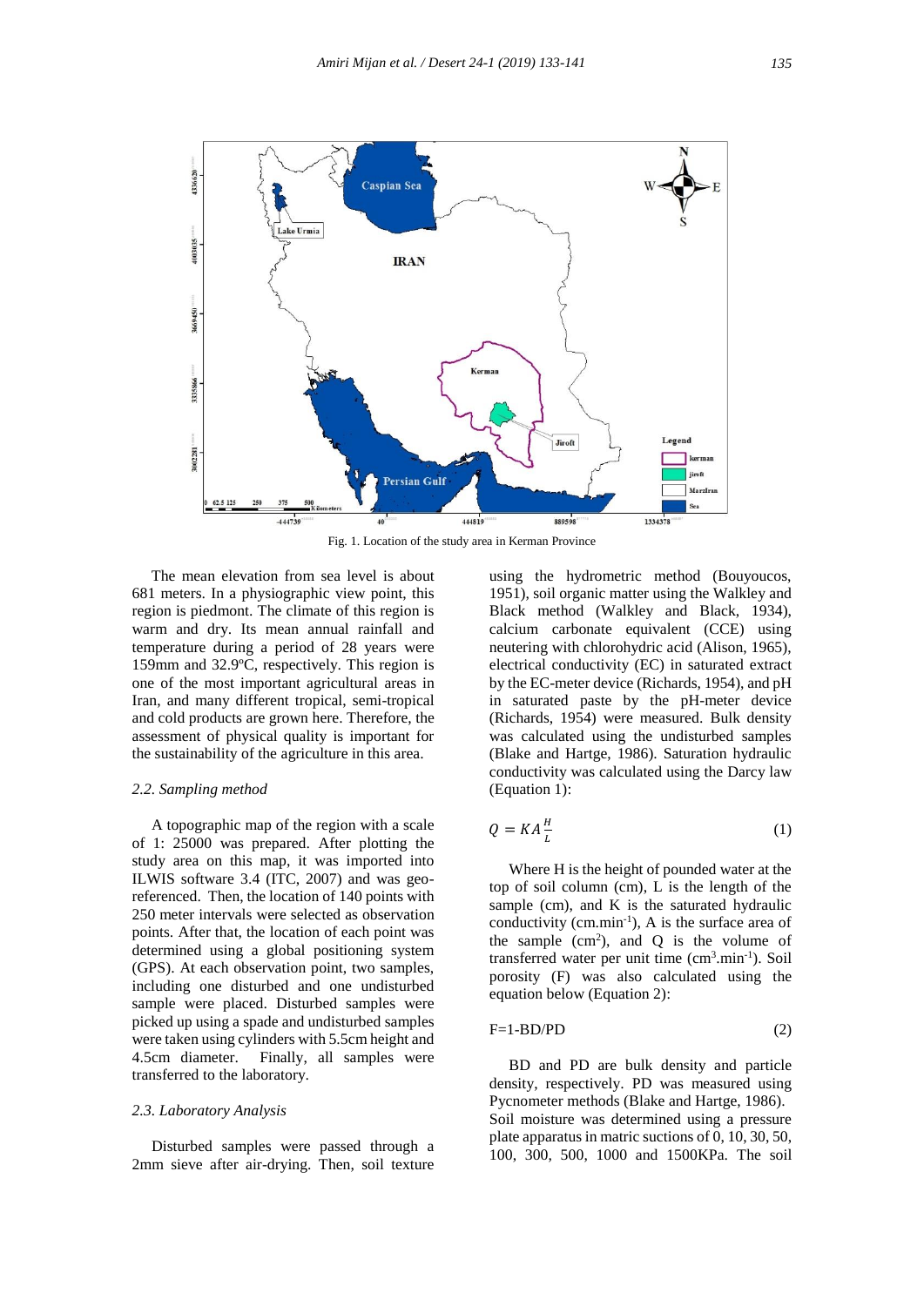Fig. 1. Location of the study area in Kerman Province

The mean elevation from sea level is about 681 meters. In a physiographic view point, this region is piedmont. The climate of this region is warm and dry. Its mean annual rainfall and temperature during a period of 28 years were 159mm and 32.9ºC, respectively. This region is one of the most important agricultural areas in Iran, and many different tropical, semi-tropical and cold products are grown here. Therefore, the assessment of physical quality is important for the sustainability of the agriculture in this area.

### *2.2. Sampling method*

A topographic map of the region with a scale of 1: 25000 was prepared. After plotting the study area on this map, it was imported into ILWIS software 3.4 (ITC, 2007) and was geo-referenced. Then, the location of 140 points with 250 meter intervals were selected as observation points. After that, the location of each point was determined using a global positioning system (GPS). At each observation point, two samples, including one disturbed and one undisturbed sample were placed. Disturbed samples were picked up using a spade and undisturbed samples were taken using cylinders with 5.5cm height and 4.5cm diameter. Finally, all samples were transferred to the laboratory.

### *2.3. Laboratory Analysis*

Disturbed samples were passed through a 2mm sieve after air-drying. Then, soil texture using the hydrometric method (Bouyoucos, 1951), soil organic matter using the Walkley and Black method (Walkley and Black, 1934), calcium carbonate equivalent (CCE) using neutering with chlorohydric acid (Alison, 1965), electrical conductivity (EC) in saturated extract by the EC-meter device (Richards, 1954), and pH in saturated paste by the pH-meter device (Richards, 1954) were measured. Bulk density was calculated using the undisturbed samples (Blake and Hartge, 1986). Saturation hydraulic conductivity was calculated using the Darcy law (Equation 1):

$$Q = KA\frac{H}{L} \tag{1}$$

Where H is the height of pounded water at the top of soil column (cm), L is the length of the sample (cm), and K is the saturated hydraulic conductivity ($cm.min^{-1}$), A is the surface area of the sample ($cm^2$), and Q is the volume of transferred water per unit time ($cm^3.min^{-1}$). Soil porosity (F) was also calculated using the equation below (Equation 2):

$$F=1-BD/PD \tag{2}$$

BD and PD are bulk density and particle density, respectively. PD was measured using Pycnometer methods (Blake and Hartge, 1986). Soil moisture was determined using a pressure plate apparatus in matric suctions of 0, 10, 30, 50, 100, 300, 500, 1000 and 1500KPa. The soil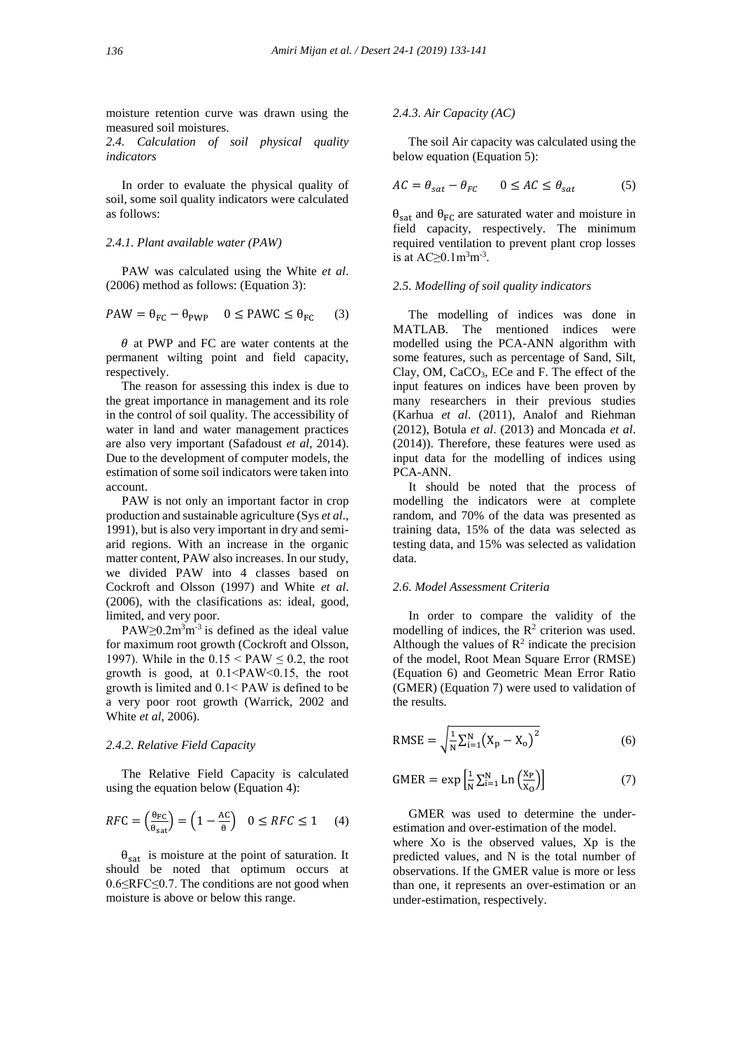moisture retention curve was drawn using the measured soil moistures.

### *2.4. Calculation of soil physical quality indicators*

In order to evaluate the physical quality of soil, some soil quality indicators were calculated as follows:

#### *2.4.1. Plant available water (PAW)*

PAW was calculated using the White *et al*. (2006) method as follows: (Equation 3):

$$PAW = \theta_{FC} - \theta_{PWP} \quad 0 \leq PAWC \leq \theta_{FC} \qquad (3)$$

$\theta$ at PWP and FC are water contents at the permanent wilting point and field capacity, respectively.

The reason for assessing this index is due to the great importance in management and its role in the control of soil quality. The accessibility of water in land and water management practices are also very important (Safadoust *et al*, 2014). Due to the development of computer models, the estimation of some soil indicators were taken into account.

PAW is not only an important factor in crop production and sustainable agriculture (Sys *et al*., 1991), but is also very important in dry and semi-arid regions. With an increase in the organic matter content, PAW also increases. In our study, we divided PAW into 4 classes based on Cockroft and Olsson (1997) and White *et al*. (2006), with the clasifications as: ideal, good, limited, and very poor.

$PAW \geq 0.2 m^3m^{-3}$ is defined as the ideal value for maximum root growth (Cockroft and Olsson, 1997). While in the $0.15 < PAW \leq 0.2$, the root growth is good, at $0.1 < PAW < 0.15$, the root growth is limited and $0.1 < PAW$ is defined to be a very poor root growth (Warrick, 2002 and White *et al*, 2006).

#### *2.4.2. Relative Field Capacity*

The Relative Field Capacity is calculated using the equation below (Equation 4):

$$RFC = \left(\frac{\theta_{FC}}{\theta_{sat}}\right) = \left(1 - \frac{AC}{\theta}\right) \quad 0 \leq RFC \leq 1 \qquad (4)$$

$\theta_{sat}$ is moisture at the point of saturation. It should be noted that optimum occurs at $0.6 \leq RFC \leq 0.7$. The conditions are not good when moisture is above or below this range.

#### *2.4.3. Air Capacity (AC)*

The soil Air capacity was calculated using the below equation (Equation 5):

$$AC = \theta_{sat} - \theta_{FC} \qquad 0 \leq AC \leq \theta_{sat} \qquad (5)$$

$\theta_{sat}$ and $\theta_{FC}$ are saturated water and moisture in field capacity, respectively. The minimum required ventilation to prevent plant crop losses is at $AC \geq 0.1 m^3m^{-3}$.

### *2.5. Modelling of soil quality indicators*

The modelling of indices was done in MATLAB. The mentioned indices were modelled using the PCA-ANN algorithm with some features, such as percentage of Sand, Silt, Clay, OM, $CaCO_3$, ECe and F. The effect of the input features on indices have been proven by many researchers in their previous studies (Karhua *et al*. (2011), Analof and Riehman (2012), Botula *et al*. (2013) and Moncada *et al*. (2014)). Therefore, these features were used as input data for the modelling of indices using PCA-ANN.

It should be noted that the process of modelling the indicators were at complete random, and 70% of the data was presented as training data, 15% of the data was selected as testing data, and 15% was selected as validation data.

### *2.6. Model Assessment Criteria*

In order to compare the validity of the modelling of indices, the $R^2$ criterion was used. Although the values of $R^2$ indicate the precision of the model, Root Mean Square Error (RMSE) (Equation 6) and Geometric Mean Error Ratio (GMER) (Equation 7) were used to validation of the results.

$$RMSE = \sqrt{\frac{1}{N}\sum_{i=1}^{N}\left(X_p - X_o\right)^2} \qquad (6)$$

$$GMER = \exp\left[\frac{1}{N}\sum_{i=1}^{N} Ln\left(\frac{X_P}{X_O}\right)\right] \qquad (7)$$

GMER was used to determine the under-estimation and over-estimation of the model. where Xo is the observed values, Xp is the predicted values, and N is the total number of observations. If the GMER value is more or less than one, it represents an over-estimation or an under-estimation, respectively.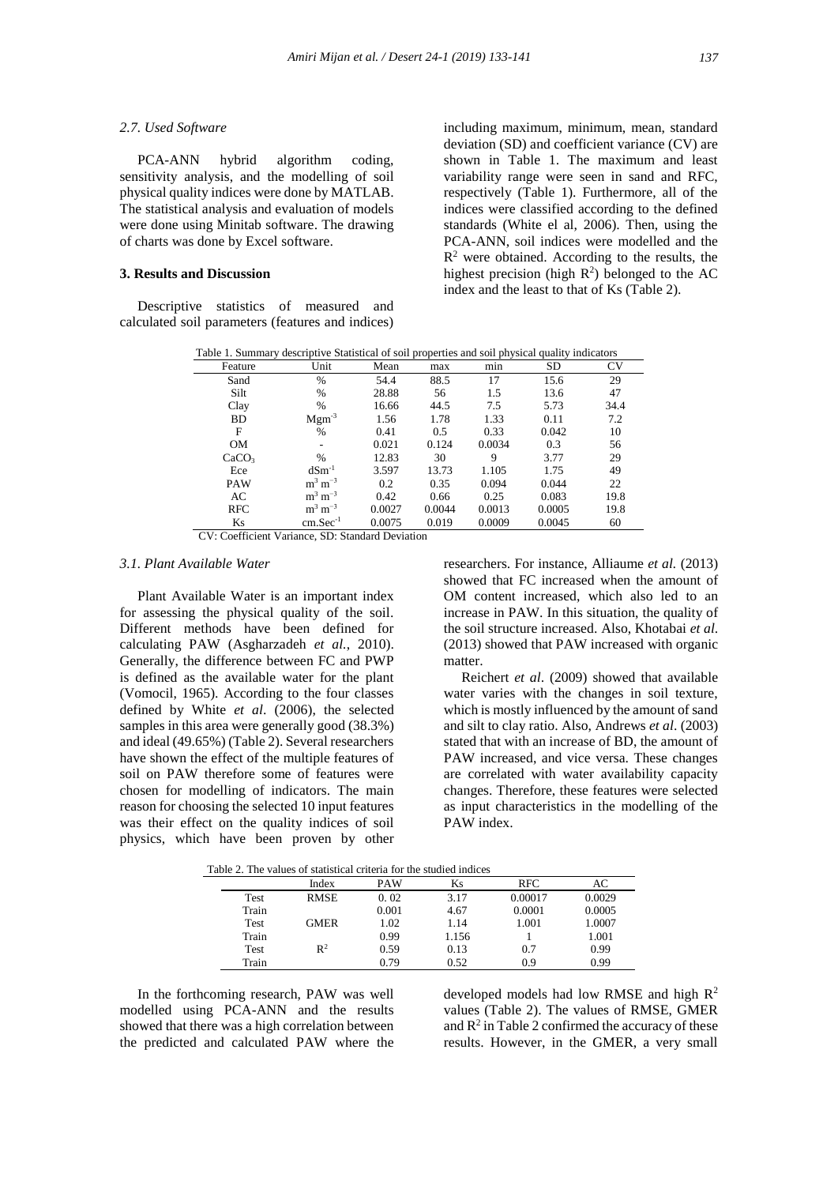### 2.7. Used Software

PCA-ANN hybrid algorithm coding, sensitivity analysis, and the modelling of soil physical quality indices were done by MATLAB. The statistical analysis and evaluation of models were done using Minitab software. The drawing of charts was done by Excel software.

## 3. Results and Discussion

Descriptive statistics of measured and calculated soil parameters (features and indices) including maximum, minimum, mean, standard deviation (SD) and coefficient variance (CV) are shown in Table 1. The maximum and least variability range were seen in sand and RFC, respectively (Table 1). Furthermore, all of the indices were classified according to the defined standards (White el al, 2006). Then, using the PCA-ANN, soil indices were modelled and the $R^2$ were obtained. According to the results, the highest precision (high $R^2$) belonged to the AC index and the least to that of Ks (Table 2).

Table 1. Summary descriptive Statistical of soil properties and soil physical quality indicators

| Feature | Unit | Mean | max | min | SD | CV |
|---|---|---|---|---|---|---|
| Sand | % | 54.4 | 88.5 | 17 | 15.6 | 29 |
| Silt | % | 28.88 | 56 | 1.5 | 13.6 | 47 |
| Clay | % | 16.66 | 44.5 | 7.5 | 5.73 | 34.4 |
| BD | $Mgm^{-3}$ | 1.56 | 1.78 | 1.33 | 0.11 | 7.2 |
| F | % | 0.41 | 0.5 | 0.33 | 0.042 | 10 |
| OM | - | 0.021 | 0.124 | 0.0034 | 0.3 | 56 |
| $CaCO_3$ | % | 12.83 | 30 | 9 | 3.77 | 29 |
| Ece | $dSm^{-1}$ | 3.597 | 13.73 | 1.105 | 1.75 | 49 |
| PAW | $m^3\ m^{-3}$ | 0.2 | 0.35 | 0.094 | 0.044 | 22 |
| AC | $m^3\ m^{-3}$ | 0.42 | 0.66 | 0.25 | 0.083 | 19.8 |
| RFC | $m^3\ m^{-3}$ | 0.0027 | 0.0044 | 0.0013 | 0.0005 | 19.8 |
| Ks | $cm.Sec^{-1}$ | 0.0075 | 0.019 | 0.0009 | 0.0045 | 60 |

CV: Coefficient Variance, SD: Standard Deviation

### 3.1. Plant Available Water

Plant Available Water is an important index for assessing the physical quality of the soil. Different methods have been defined for calculating PAW (Asgharzadeh *et al.*, 2010). Generally, the difference between FC and PWP is defined as the available water for the plant (Vomocil, 1965). According to the four classes defined by White *et al*. (2006), the selected samples in this area were generally good (38.3%) and ideal (49.65%) (Table 2). Several researchers have shown the effect of the multiple features of soil on PAW therefore some of features were chosen for modelling of indicators. The main reason for choosing the selected 10 input features was their effect on the quality indices of soil physics, which have been proven by other researchers. For instance, Alliaume *et al.* (2013) showed that FC increased when the amount of OM content increased, which also led to an increase in PAW. In this situation, the quality of the soil structure increased. Also, Khotabai *et al.* (2013) showed that PAW increased with organic matter.

Reichert *et al*. (2009) showed that available water varies with the changes in soil texture, which is mostly influenced by the amount of sand and silt to clay ratio. Also, Andrews *et al*. (2003) stated that with an increase of BD, the amount of PAW increased, and vice versa. These changes are correlated with water availability capacity changes. Therefore, these features were selected as input characteristics in the modelling of the PAW index.

Table 2. The values of statistical criteria for the studied indices

| | Index | PAW | Ks | RFC | AC |
|---|---|---|---|---|---|
| Test | RMSE | 0. 02 | 3.17 | 0.00017 | 0.0029 |
| Train | | 0.001 | 4.67 | 0.0001 | 0.0005 |
| Test | GMER | 1.02 | 1.14 | 1.001 | 1.0007 |
| Train | | 0.99 | 1.156 | 1 | 1.001 |
| Test | $R^2$ | 0.59 | 0.13 | 0.7 | 0.99 |
| Train | | 0.79 | 0.52 | 0.9 | 0.99 |

In the forthcoming research, PAW was well modelled using PCA-ANN and the results showed that there was a high correlation between the predicted and calculated PAW where the developed models had low RMSE and high $R^2$ values (Table 2). The values of RMSE, GMER and $R^2$ in Table 2 confirmed the accuracy of these results. However, in the GMER, a very small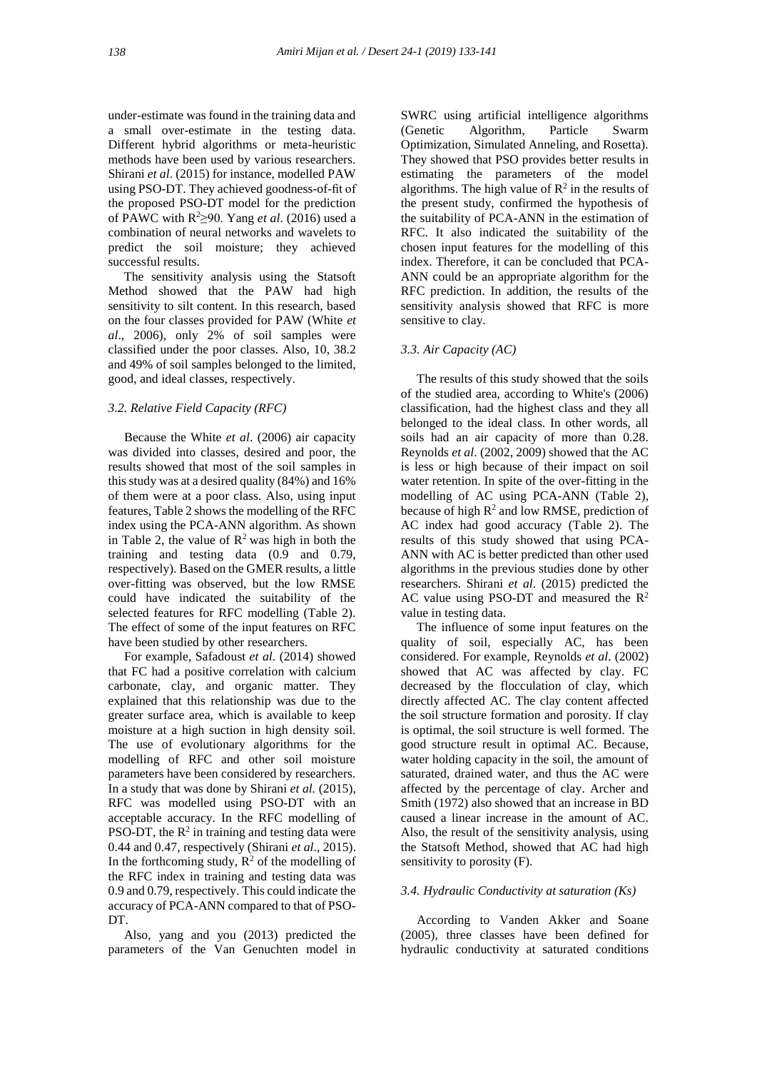under-estimate was found in the training data and a small over-estimate in the testing data. Different hybrid algorithms or meta-heuristic methods have been used by various researchers. Shirani *et al*. (2015) for instance, modelled PAW using PSO-DT. They achieved goodness-of-fit of the proposed PSO-DT model for the prediction of PAWC with $R^2 \geq 90$. Yang *et al*. (2016) used a combination of neural networks and wavelets to predict the soil moisture; they achieved successful results.

The sensitivity analysis using the Statsoft Method showed that the PAW had high sensitivity to silt content. In this research, based on the four classes provided for PAW (White *et al*., 2006), only 2% of soil samples were classified under the poor classes. Also, 10, 38.2 and 49% of soil samples belonged to the limited, good, and ideal classes, respectively.

### *3.2. Relative Field Capacity (RFC)*

Because the White *et al*. (2006) air capacity was divided into classes, desired and poor, the results showed that most of the soil samples in this study was at a desired quality (84%) and 16% of them were at a poor class. Also, using input features, Table 2 shows the modelling of the RFC index using the PCA-ANN algorithm. As shown in Table 2, the value of $R^2$ was high in both the training and testing data (0.9 and 0.79, respectively). Based on the GMER results, a little over-fitting was observed, but the low RMSE could have indicated the suitability of the selected features for RFC modelling (Table 2). The effect of some of the input features on RFC have been studied by other researchers.

For example, Safadoust *et al*. (2014) showed that FC had a positive correlation with calcium carbonate, clay, and organic matter. They explained that this relationship was due to the greater surface area, which is available to keep moisture at a high suction in high density soil. The use of evolutionary algorithms for the modelling of RFC and other soil moisture parameters have been considered by researchers. In a study that was done by Shirani *et al.* (2015), RFC was modelled using PSO-DT with an acceptable accuracy. In the RFC modelling of PSO-DT, the $R^2$ in training and testing data were 0.44 and 0.47, respectively (Shirani *et al*., 2015). In the forthcoming study, $R^2$ of the modelling of the RFC index in training and testing data was 0.9 and 0.79, respectively. This could indicate the accuracy of PCA-ANN compared to that of PSO-DT.

Also, yang and you (2013) predicted the parameters of the Van Genuchten model in SWRC using artificial intelligence algorithms (Genetic Algorithm, Particle Swarm Optimization, Simulated Anneling, and Rosetta). They showed that PSO provides better results in estimating the parameters of the model algorithms. The high value of $R^2$ in the results of the present study, confirmed the hypothesis of the suitability of PCA-ANN in the estimation of RFC. It also indicated the suitability of the chosen input features for the modelling of this index. Therefore, it can be concluded that PCA-ANN could be an appropriate algorithm for the RFC prediction. In addition, the results of the sensitivity analysis showed that RFC is more sensitive to clay.

### *3.3. Air Capacity (AC)*

The results of this study showed that the soils of the studied area, according to White's (2006) classification, had the highest class and they all belonged to the ideal class. In other words, all soils had an air capacity of more than 0.28. Reynolds *et al*. (2002, 2009) showed that the AC is less or high because of their impact on soil water retention. In spite of the over-fitting in the modelling of AC using PCA-ANN (Table 2), because of high $R^2$ and low RMSE, prediction of AC index had good accuracy (Table 2). The results of this study showed that using PCA-ANN with AC is better predicted than other used algorithms in the previous studies done by other researchers. Shirani *et al*. (2015) predicted the AC value using PSO-DT and measured the $R^2$ value in testing data.

The influence of some input features on the quality of soil, especially AC, has been considered. For example, Reynolds *et al*. (2002) showed that AC was affected by clay. FC decreased by the flocculation of clay, which directly affected AC. The clay content affected the soil structure formation and porosity. If clay is optimal, the soil structure is well formed. The good structure result in optimal AC. Because, water holding capacity in the soil, the amount of saturated, drained water, and thus the AC were affected by the percentage of clay. Archer and Smith (1972) also showed that an increase in BD caused a linear increase in the amount of AC. Also, the result of the sensitivity analysis, using the Statsoft Method, showed that AC had high sensitivity to porosity (F).

### *3.4. Hydraulic Conductivity at saturation (Ks)*

According to Vanden Akker and Soane (2005), three classes have been defined for hydraulic conductivity at saturated conditions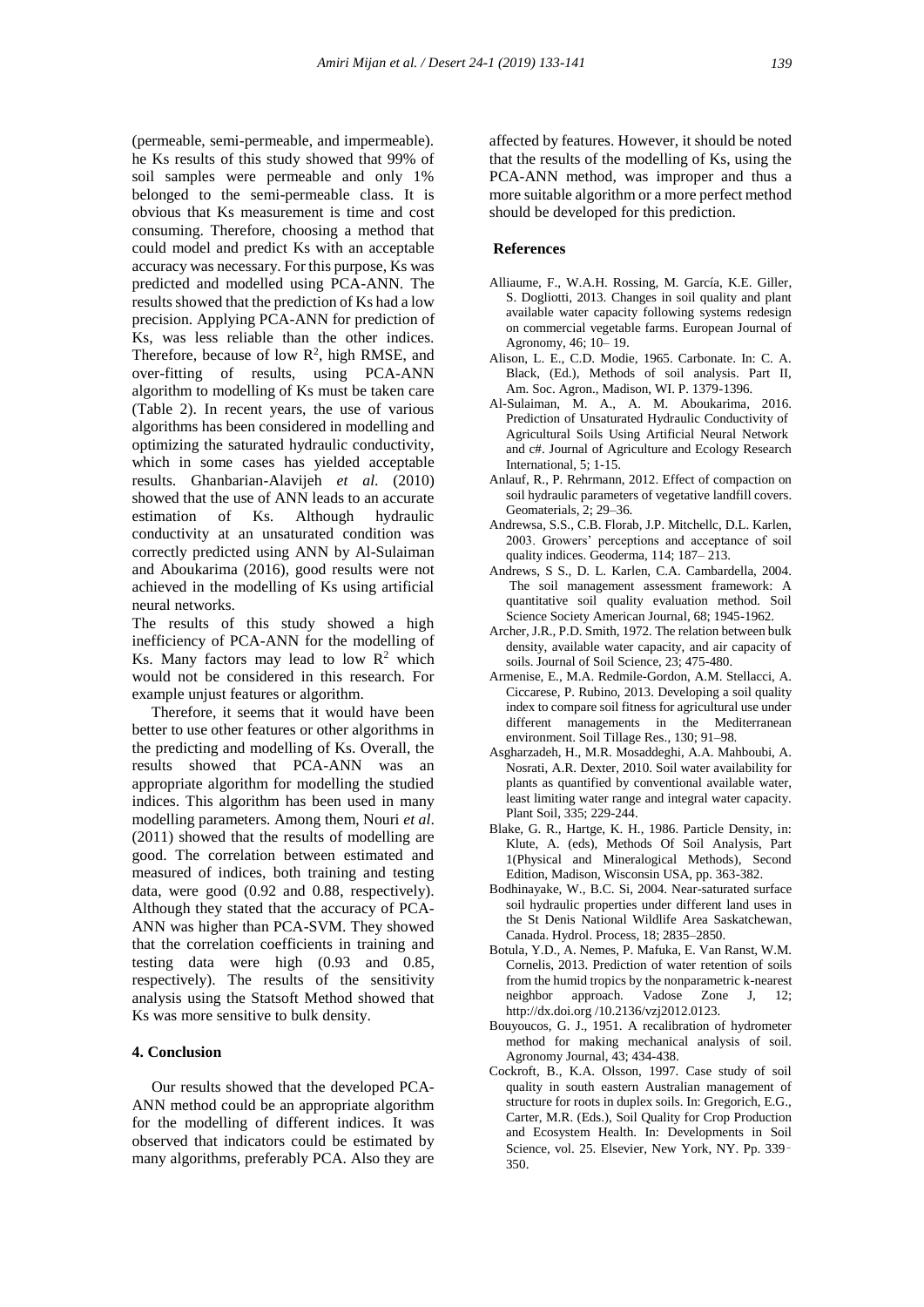(permeable, semi-permeable, and impermeable). he Ks results of this study showed that 99% of soil samples were permeable and only 1% belonged to the semi-permeable class. It is obvious that Ks measurement is time and cost consuming. Therefore, choosing a method that could model and predict Ks with an acceptable accuracy was necessary. For this purpose, Ks was predicted and modelled using PCA-ANN. The results showed that the prediction of Ks had a low precision. Applying PCA-ANN for prediction of Ks, was less reliable than the other indices. Therefore, because of low $R^2$, high RMSE, and over-fitting of results, using PCA-ANN algorithm to modelling of Ks must be taken care (Table 2). In recent years, the use of various algorithms has been considered in modelling and optimizing the saturated hydraulic conductivity, which in some cases has yielded acceptable results. Ghanbarian-Alavijeh *et al.* (2010) showed that the use of ANN leads to an accurate estimation of Ks. Although hydraulic conductivity at an unsaturated condition was correctly predicted using ANN by Al-Sulaiman and Aboukarima (2016), good results were not achieved in the modelling of Ks using artificial neural networks.

The results of this study showed a high inefficiency of PCA-ANN for the modelling of Ks. Many factors may lead to low $R^2$ which would not be considered in this research. For example unjust features or algorithm.

Therefore, it seems that it would have been better to use other features or other algorithms in the predicting and modelling of Ks. Overall, the results showed that PCA-ANN was an appropriate algorithm for modelling the studied indices. This algorithm has been used in many modelling parameters. Among them, Nouri *et al*. (2011) showed that the results of modelling are good. The correlation between estimated and measured of indices, both training and testing data, were good (0.92 and 0.88, respectively). Although they stated that the accuracy of PCA-ANN was higher than PCA-SVM. They showed that the correlation coefficients in training and testing data were high (0.93 and 0.85, respectively). The results of the sensitivity analysis using the Statsoft Method showed that Ks was more sensitive to bulk density.

## 4. Conclusion

Our results showed that the developed PCA-ANN method could be an appropriate algorithm for the modelling of different indices. It was observed that indicators could be estimated by many algorithms, preferably PCA. Also they are affected by features. However, it should be noted that the results of the modelling of Ks, using the PCA-ANN method, was improper and thus a more suitable algorithm or a more perfect method should be developed for this prediction.

## References

- Alliaume, F., W.A.H. Rossing, M. García, K.E. Giller, S. Dogliotti, 2013. Changes in soil quality and plant available water capacity following systems redesign on commercial vegetable farms. European Journal of Agronomy, 46; 10– 19.
- Alison, L. E., C.D. Modie, 1965. Carbonate. In: C. A. Black, (Ed.), Methods of soil analysis. Part II, Am. Soc. Agron., Madison, WI. P. 1379-1396.
- Al-Sulaiman, M. A., A. M. Aboukarima, 2016. Prediction of Unsaturated Hydraulic Conductivity of Agricultural Soils Using Artificial Neural Network and c#. Journal of Agriculture and Ecology Research International, 5; 1-15.
- Anlauf, R., P. Rehrmann, 2012. Effect of compaction on soil hydraulic parameters of vegetative landfill covers. Geomaterials, 2; 29–36.
- Andrewsa, S.S., C.B. Florab, J.P. Mitchellc, D.L. Karlen, 2003. Growers' perceptions and acceptance of soil quality indices. Geoderma, 114; 187– 213.
- Andrews, S S., D. L. Karlen, C.A. Cambardella, 2004. The soil management assessment framework: A quantitative soil quality evaluation method. Soil Science Society American Journal, 68; 1945-1962.
- Archer, J.R., P.D. Smith, 1972. The relation between bulk density, available water capacity, and air capacity of soils. Journal of Soil Science, 23; 475-480.
- Armenise, E., M.A. Redmile-Gordon, A.M. Stellacci, A. Ciccarese, P. Rubino, 2013. Developing a soil quality index to compare soil fitness for agricultural use under different managements in the Mediterranean environment. Soil Tillage Res., 130; 91–98.
- Asgharzadeh, H., M.R. Mosaddeghi, A.A. Mahboubi, A. Nosrati, A.R. Dexter, 2010. Soil water availability for plants as quantified by conventional available water, least limiting water range and integral water capacity. Plant Soil, 335; 229-244.
- Blake, G. R., Hartge, K. H., 1986. Particle Density, in: Klute, A. (eds), Methods Of Soil Analysis, Part 1(Physical and Mineralogical Methods), Second Edition, Madison, Wisconsin USA, pp. 363-382.
- Bodhinayake, W., B.C. Si, 2004. Near-saturated surface soil hydraulic properties under different land uses in the St Denis National Wildlife Area Saskatchewan, Canada. Hydrol. Process, 18; 2835–2850.
- Botula, Y.D., A. Nemes, P. Mafuka, E. Van Ranst, W.M. Cornelis, 2013. Prediction of water retention of soils from the humid tropics by the nonparametric k-nearest neighbor approach. Vadose Zone J, 12; http://dx.doi.org /10.2136/vzj2012.0123.
- Bouyoucos, G. J., 1951. A recalibration of hydrometer method for making mechanical analysis of soil. Agronomy Journal, 43; 434-438.
- Cockroft, B., K.A. Olsson, 1997. Case study of soil quality in south eastern Australian management of structure for roots in duplex soils. In: Gregorich, E.G., Carter, M.R. (Eds.), Soil Quality for Crop Production and Ecosystem Health. In: Developments in Soil Science, vol. 25. Elsevier, New York, NY. Pp. 339–350.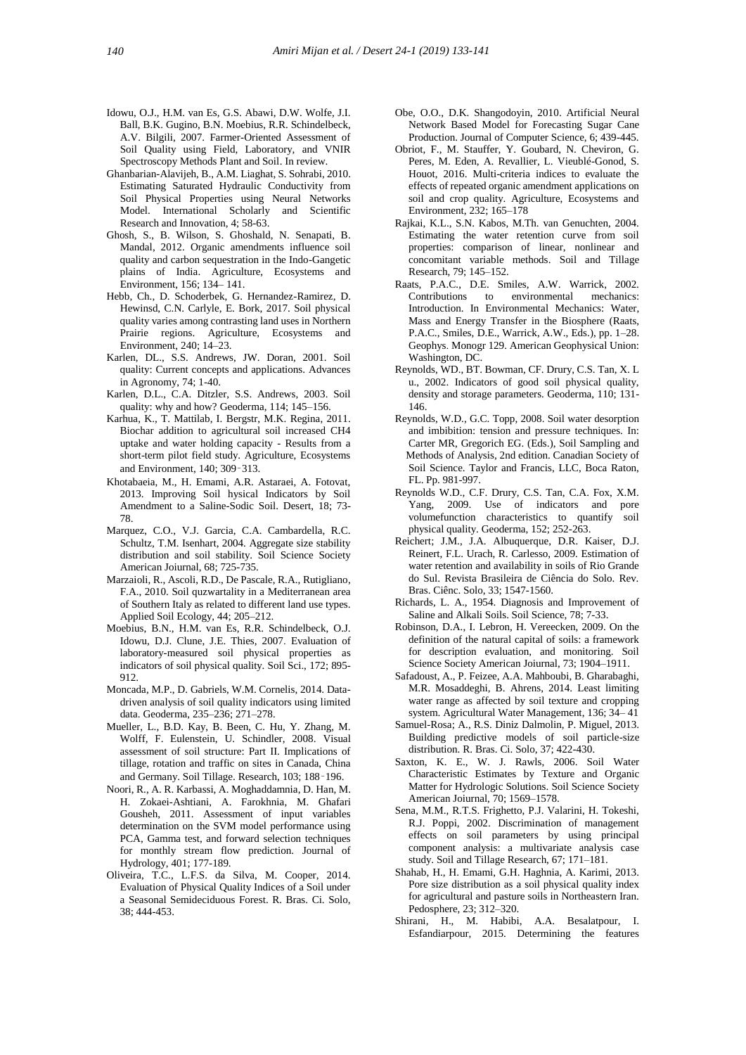Idowu, O.J., H.M. van Es, G.S. Abawi, D.W. Wolfe, J.I. Ball, B.K. Gugino, B.N. Moebius, R.R. Schindelbeck, A.V. Bilgili, 2007. Farmer-Oriented Assessment of Soil Quality using Field, Laboratory, and VNIR Spectroscopy Methods Plant and Soil. In review.

Ghanbarian-Alavijeh, B., A.M. Liaghat, S. Sohrabi, 2010. Estimating Saturated Hydraulic Conductivity from Soil Physical Properties using Neural Networks Model. International Scholarly and Scientific Research and Innovation, 4; 58-63.

Ghosh, S., B. Wilson, S. Ghoshald, N. Senapati, B. Mandal, 2012. Organic amendments influence soil quality and carbon sequestration in the Indo-Gangetic plains of India. Agriculture, Ecosystems and Environment, 156; 134– 141.

Hebb, Ch., D. Schoderbek, G. Hernandez-Ramirez, D. Hewinsd, C.N. Carlyle, E. Bork, 2017. Soil physical quality varies among contrasting land uses in Northern Prairie regions. Agriculture, Ecosystems and Environment, 240; 14–23.

Karlen, DL., S.S. Andrews, JW. Doran, 2001. Soil quality: Current concepts and applications. Advances in Agronomy, 74; 1-40.

Karlen, D.L., C.A. Ditzler, S.S. Andrews, 2003. Soil quality: why and how? Geoderma, 114; 145–156.

Karhua, K., T. Mattilab, I. Bergstr, M.K. Regina, 2011. Biochar addition to agricultural soil increased CH4 uptake and water holding capacity - Results from a short-term pilot field study. Agriculture, Ecosystems and Environment, 140; 309–313.

Khotabaeia, M., H. Emami, A.R. Astaraei, A. Fotovat, 2013. Improving Soil hysical Indicators by Soil Amendment to a Saline-Sodic Soil. Desert, 18; 73-78.

Marquez, C.O., V.J. Garcia, C.A. Cambardella, R.C. Schultz, T.M. Isenhart, 2004. Aggregate size stability distribution and soil stability. Soil Science Society American Joiurnal, 68; 725-735.

Marzaioli, R., Ascoli, R.D., De Pascale, R.A., Rutigliano, F.A., 2010. Soil quzwartality in a Mediterranean area of Southern Italy as related to different land use types. Applied Soil Ecology, 44; 205–212.

Moebius, B.N., H.M. van Es, R.R. Schindelbeck, O.J. Idowu, D.J. Clune, J.E. Thies, 2007. Evaluation of laboratory-measured soil physical properties as indicators of soil physical quality. Soil Sci., 172; 895-912.

Moncada, M.P., D. Gabriels, W.M. Cornelis, 2014. Data-driven analysis of soil quality indicators using limited data. Geoderma, 235–236; 271–278.

Mueller, L., B.D. Kay, B. Been, C. Hu, Y. Zhang, M. Wolff, F. Eulenstein, U. Schindler, 2008. Visual assessment of soil structure: Part II. Implications of tillage, rotation and traffic on sites in Canada, China and Germany. Soil Tillage. Research, 103; 188–196.

Noori, R., A. R. Karbassi, A. Moghaddamnia, D. Han, M. H. Zokaei-Ashtiani, A. Farokhnia, M. Ghafari Gousheh, 2011. Assessment of input variables determination on the SVM model performance using PCA, Gamma test, and forward selection techniques for monthly stream flow prediction. Journal of Hydrology, 401; 177-189.

Oliveira, T.C., L.F.S. da Silva, M. Cooper, 2014. Evaluation of Physical Quality Indices of a Soil under a Seasonal Semideciduous Forest. R. Bras. Ci. Solo, 38; 444-453.

Obe, O.O., D.K. Shangodoyin, 2010. Artificial Neural Network Based Model for Forecasting Sugar Cane Production. Journal of Computer Science, 6; 439-445.

Obriot, F., M. Stauffer, Y. Goubard, N. Cheviron, G. Peres, M. Eden, A. Revallier, L. Vieublé-Gonod, S. Houot, 2016. Multi-criteria indices to evaluate the effects of repeated organic amendment applications on soil and crop quality. Agriculture, Ecosystems and Environment, 232; 165–178

Rajkai, K.L., S.N. Kabos, M.Th. van Genuchten, 2004. Estimating the water retention curve from soil properties: comparison of linear, nonlinear and concomitant variable methods. Soil and Tillage Research, 79; 145–152.

Raats, P.A.C., D.E. Smiles, A.W. Warrick, 2002. Contributions to environmental mechanics: Introduction. In Environmental Mechanics: Water, Mass and Energy Transfer in the Biosphere (Raats, P.A.C., Smiles, D.E., Warrick, A.W., Eds.), pp. 1–28. Geophys. Monogr 129. American Geophysical Union: Washington, DC.

Reynolds, WD., BT. Bowman, CF. Drury, C.S. Tan, X. L u., 2002. Indicators of good soil physical quality, density and storage parameters. Geoderma, 110; 131-146.

Reynolds, W.D., G.C. Topp, 2008. Soil water desorption and imbibition: tension and pressure techniques. In: Carter MR, Gregorich EG. (Eds.), Soil Sampling and Methods of Analysis, 2nd edition. Canadian Society of Soil Science. Taylor and Francis, LLC, Boca Raton, FL. Pp. 981-997.

Reynolds W.D., C.F. Drury, C.S. Tan, C.A. Fox, X.M. Yang, 2009. Use of indicators and pore volumefunction characteristics to quantify soil physical quality. Geoderma, 152; 252-263.

Reichert; J.M., J.A. Albuquerque, D.R. Kaiser, D.J. Reinert, F.L. Urach, R. Carlesso, 2009. Estimation of water retention and availability in soils of Rio Grande do Sul. Revista Brasileira de Ciência do Solo. Rev. Bras. Ciênc. Solo, 33; 1547-1560.

Richards, L. A., 1954. Diagnosis and Improvement of Saline and Alkali Soils. Soil Science, 78; 7-33.

Robinson, D.A., I. Lebron, H. Vereecken, 2009. On the definition of the natural capital of soils: a framework for description evaluation, and monitoring. Soil Science Society American Joiurnal, 73; 1904–1911.

Safadoust, A., P. Feizee, A.A. Mahboubi, B. Gharabaghi, M.R. Mosaddeghi, B. Ahrens, 2014. Least limiting water range as affected by soil texture and cropping system. Agricultural Water Management, 136; 34– 41

Samuel-Rosa; A., R.S. Diniz Dalmolin, P. Miguel, 2013. Building predictive models of soil particle-size distribution. R. Bras. Ci. Solo, 37; 422-430.

Saxton, K. E., W. J. Rawls, 2006. Soil Water Characteristic Estimates by Texture and Organic Matter for Hydrologic Solutions. Soil Science Society American Joiurnal, 70; 1569–1578.

Sena, M.M., R.T.S. Frighetto, P.J. Valarini, H. Tokeshi, R.J. Poppi, 2002. Discrimination of management effects on soil parameters by using principal component analysis: a multivariate analysis case study. Soil and Tillage Research, 67; 171–181.

Shahab, H., H. Emami, G.H. Haghnia, A. Karimi, 2013. Pore size distribution as a soil physical quality index for agricultural and pasture soils in Northeastern Iran. Pedosphere, 23; 312–320.

Shirani, H., M. Habibi, A.A. Besalatpour, I. Esfandiarpour, 2015. Determining the features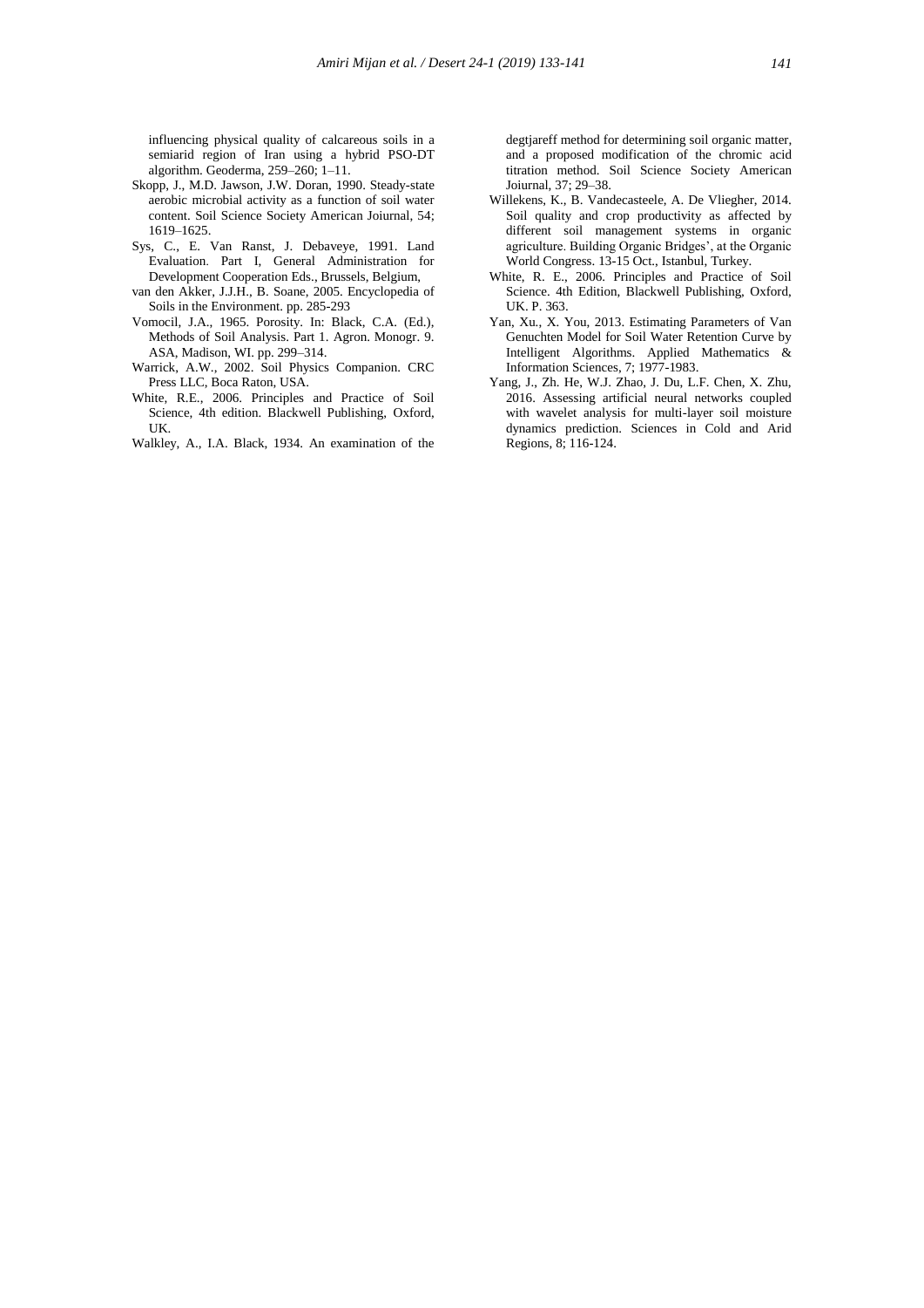influencing physical quality of calcareous soils in a semiarid region of Iran using a hybrid PSO-DT algorithm. Geoderma, 259–260; 1–11.

Skopp, J., M.D. Jawson, J.W. Doran, 1990. Steady-state aerobic microbial activity as a function of soil water content. Soil Science Society American Joiurnal, 54; 1619–1625.

Sys, C., E. Van Ranst, J. Debaveye, 1991. Land Evaluation. Part I, General Administration for Development Cooperation Eds., Brussels, Belgium,

van den Akker, J.J.H., B. Soane, 2005. Encyclopedia of Soils in the Environment. pp. 285-293

Vomocil, J.A., 1965. Porosity. In: Black, C.A. (Ed.), Methods of Soil Analysis. Part 1. Agron. Monogr. 9. ASA, Madison, WI. pp. 299–314.

Warrick, A.W., 2002. Soil Physics Companion. CRC Press LLC, Boca Raton, USA.

White, R.E., 2006. Principles and Practice of Soil Science, 4th edition. Blackwell Publishing, Oxford, UK.

Walkley, A., I.A. Black, 1934. An examination of the degtjareff method for determining soil organic matter, and a proposed modification of the chromic acid titration method. Soil Science Society American Joiurnal, 37; 29–38.

Willekens, K., B. Vandecasteele, A. De Vliegher, 2014. Soil quality and crop productivity as affected by different soil management systems in organic agriculture. Building Organic Bridges', at the Organic World Congress. 13-15 Oct., Istanbul, Turkey.

White, R. E., 2006. Principles and Practice of Soil Science. 4th Edition, Blackwell Publishing, Oxford, UK. P. 363.

Yan, Xu., X. You, 2013. Estimating Parameters of Van Genuchten Model for Soil Water Retention Curve by Intelligent Algorithms. Applied Mathematics & Information Sciences, 7; 1977-1983.

Yang, J., Zh. He, W.J. Zhao, J. Du, L.F. Chen, X. Zhu, 2016. Assessing artificial neural networks coupled with wavelet analysis for multi-layer soil moisture dynamics prediction. Sciences in Cold and Arid Regions, 8; 116-124.